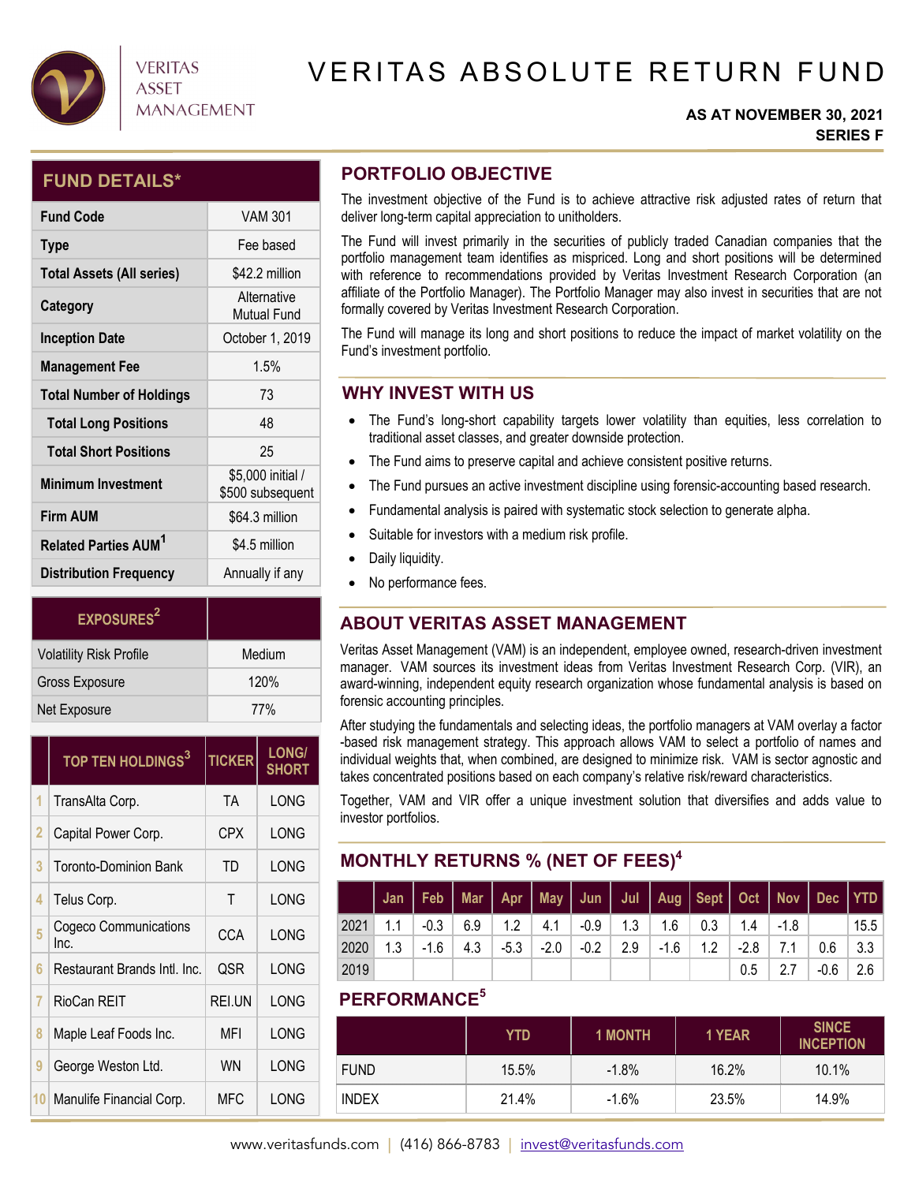VERITAS ASSET MANAGEMENT

# VERITAS ABSOLUTE RETURN FUND

**AS AT NOVEMBER 30, 2021**
**SERIES F**

## FUND DETAILS*

| | |
|---|---|
| **Fund Code** | VAM 301 |
| **Type** | Fee based |
| **Total Assets (All series)** | $42.2 million |
| **Category** | Alternative Mutual Fund |
| **Inception Date** | October 1, 2019 |
| **Management Fee** | 1.5% |
| **Total Number of Holdings** | 73 |
| **Total Long Positions** | 48 |
| **Total Short Positions** | 25 |
| **Minimum Investment** | $5,000 initial / $500 subsequent |
| **Firm AUM** | $64.3 million |
| **Related Parties AUM[1]** | $4.5 million |
| **Distribution Frequency** | Annually if any |

| EXPOSURES[2] | |
|---|---|
| Volatility Risk Profile | Medium |
| Gross Exposure | 120% |
| Net Exposure | 77% |

| | TOP TEN HOLDINGS[3] | TICKER | LONG/ SHORT |
|---|---|---|---|
| 1 | TransAlta Corp. | TA | LONG |
| 2 | Capital Power Corp. | CPX | LONG |
| 3 | Toronto-Dominion Bank | TD | LONG |
| 4 | Telus Corp. | T | LONG |
| 5 | Cogeco Communications Inc. | CCA | LONG |
| 6 | Restaurant Brands Intl. Inc. | QSR | LONG |
| 7 | RioCan REIT | REI.UN | LONG |
| 8 | Maple Leaf Foods Inc. | MFI | LONG |
| 9 | George Weston Ltd. | WN | LONG |
| 10 | Manulife Financial Corp. | MFC | LONG |

## PORTFOLIO OBJECTIVE

The investment objective of the Fund is to achieve attractive risk adjusted rates of return that deliver long-term capital appreciation to unitholders.

The Fund will invest primarily in the securities of publicly traded Canadian companies that the portfolio management team identifies as mispriced. Long and short positions will be determined with reference to recommendations provided by Veritas Investment Research Corporation (an affiliate of the Portfolio Manager). The Portfolio Manager may also invest in securities that are not formally covered by Veritas Investment Research Corporation.

The Fund will manage its long and short positions to reduce the impact of market volatility on the Fund's investment portfolio.

## WHY INVEST WITH US

- The Fund's long-short capability targets lower volatility than equities, less correlation to traditional asset classes, and greater downside protection.
- The Fund aims to preserve capital and achieve consistent positive returns.
- The Fund pursues an active investment discipline using forensic-accounting based research.
- Fundamental analysis is paired with systematic stock selection to generate alpha.
- Suitable for investors with a medium risk profile.
- Daily liquidity.
- No performance fees.

## ABOUT VERITAS ASSET MANAGEMENT

Veritas Asset Management (VAM) is an independent, employee owned, research-driven investment manager. VAM sources its investment ideas from Veritas Investment Research Corp. (VIR), an award-winning, independent equity research organization whose fundamental analysis is based on forensic accounting principles.

After studying the fundamentals and selecting ideas, the portfolio managers at VAM overlay a factor -based risk management strategy. This approach allows VAM to select a portfolio of names and individual weights that, when combined, are designed to minimize risk. VAM is sector agnostic and takes concentrated positions based on each company's relative risk/reward characteristics.

Together, VAM and VIR offer a unique investment solution that diversifies and adds value to investor portfolios.

## MONTHLY RETURNS % (NET OF FEES)[4]

| | Jan | Feb | Mar | Apr | May | Jun | Jul | Aug | Sept | Oct | Nov | Dec | YTD |
|---|---|---|---|---|---|---|---|---|---|---|---|---|---|
| 2021 | 1.1 | -0.3 | 6.9 | 1.2 | 4.1 | -0.9 | 1.3 | 1.6 | 0.3 | 1.4 | -1.8 | | 15.5 |
| 2020 | 1.3 | -1.6 | 4.3 | -5.3 | -2.0 | -0.2 | 2.9 | -1.6 | 1.2 | -2.8 | 7.1 | 0.6 | 3.3 |
| 2019 | | | | | | | | | | 0.5 | 2.7 | -0.6 | 2.6 |

## PERFORMANCE[5]

| | YTD | 1 MONTH | 1 YEAR | SINCE INCEPTION |
|---|---|---|---|---|
| FUND | 15.5% | -1.8% | 16.2% | 10.1% |
| INDEX | 21.4% | -1.6% | 23.5% | 14.9% |

www.veritasfunds.com | (416) 866-8783 | invest@veritasfunds.com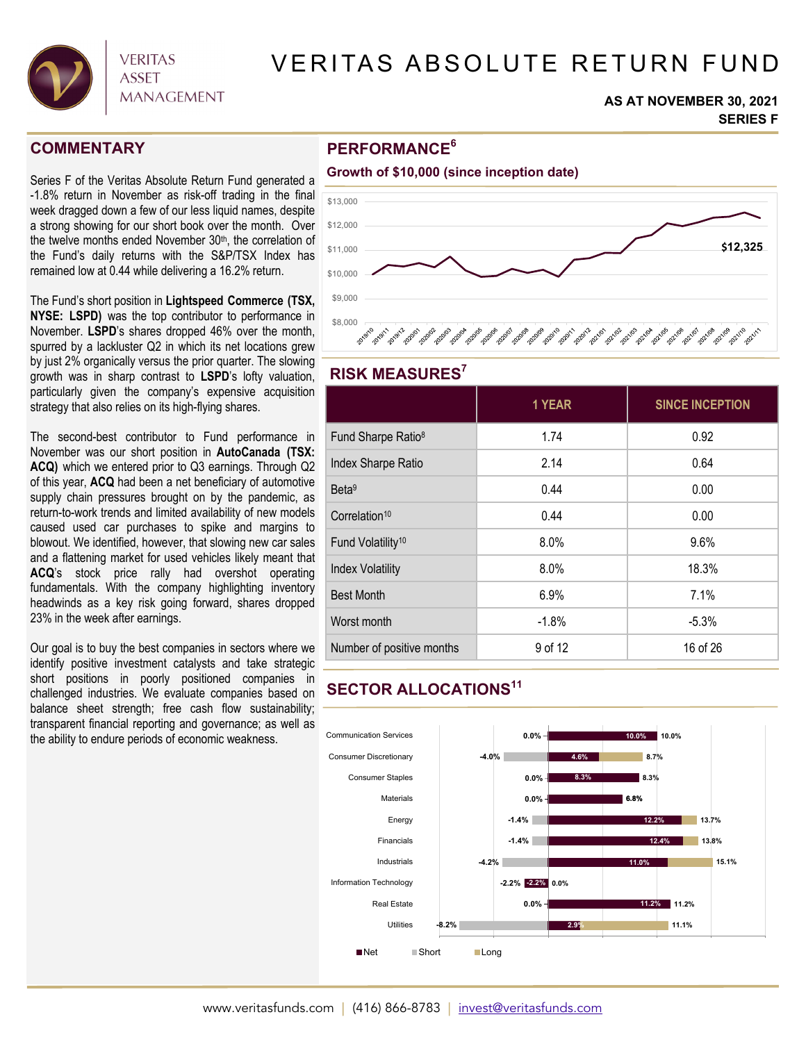# VERITAS ABSOLUTE RETURN FUND

**AS AT NOVEMBER 30, 2021**
**SERIES F**

## COMMENTARY

Series F of the Veritas Absolute Return Fund generated a -1.8% return in November as risk-off trading in the final week dragged down a few of our less liquid names, despite a strong showing for our short book over the month. Over the twelve months ended November 30th, the correlation of the Fund's daily returns with the S&P/TSX Index has remained low at 0.44 while delivering a 16.2% return.

The Fund's short position in **Lightspeed Commerce (TSX, NYSE: LSPD)** was the top contributor to performance in November. **LSPD**'s shares dropped 46% over the month, spurred by a lackluster Q2 in which its net locations grew by just 2% organically versus the prior quarter. The slowing growth was in sharp contrast to **LSPD**'s lofty valuation, particularly given the company's expensive acquisition strategy that also relies on its high-flying shares.

The second-best contributor to Fund performance in November was our short position in **AutoCanada (TSX: ACQ)** which we entered prior to Q3 earnings. Through Q2 of this year, **ACQ** had been a net beneficiary of automotive supply chain pressures brought on by the pandemic, as return-to-work trends and limited availability of new models caused used car purchases to spike and margins to blowout. We identified, however, that slowing new car sales and a flattening market for used vehicles likely meant that **ACQ**'s stock price rally had overshot operating fundamentals. With the company highlighting inventory headwinds as a key risk going forward, shares dropped 23% in the week after earnings.

Our goal is to buy the best companies in sectors where we identify positive investment catalysts and take strategic short positions in poorly positioned companies in challenged industries. We evaluate companies based on balance sheet strength; free cash flow sustainability; transparent financial reporting and governance; as well as the ability to endure periods of economic weakness.

## PERFORMANCE[6]

**Growth of $10,000 (since inception date)**

$12,325

## RISK MEASURES[7]

| | 1 YEAR | SINCE INCEPTION |
|---|---|---|
| Fund Sharpe Ratio[8] | 1.74 | 0.92 |
| Index Sharpe Ratio | 2.14 | 0.64 |
| Beta[9] | 0.44 | 0.00 |
| Correlation[10] | 0.44 | 0.00 |
| Fund Volatility[10] | 8.0% | 9.6% |
| Index Volatility | 8.0% | 18.3% |
| Best Month | 6.9% | 7.1% |
| Worst month | -1.8% | -5.3% |
| Number of positive months | 9 of 12 | 16 of 26 |

## SECTOR ALLOCATIONS[11]

| Sector | Net | Short | Long |
|---|---|---|---|
| Communication Services | 10.0% | 0.0% | 10.0% |
| Consumer Discretionary | 4.6% | -4.0% | 8.7% |
| Consumer Staples | 8.3% | 0.0% | 8.3% |
| Materials | 6.8% | 0.0% | 6.8% |
| Energy | 12.2% | -1.4% | 13.7% |
| Financials | 12.4% | -1.4% | 13.8% |
| Industrials | 11.0% | -4.2% | 15.1% |
| Information Technology | -2.2% | -2.2% | 0.0% |
| Real Estate | 11.2% | 0.0% | 11.2% |
| Utilities | 2.9% | -8.2% | 11.1% |

www.veritasfunds.com | (416) 866-8783 | invest@veritasfunds.com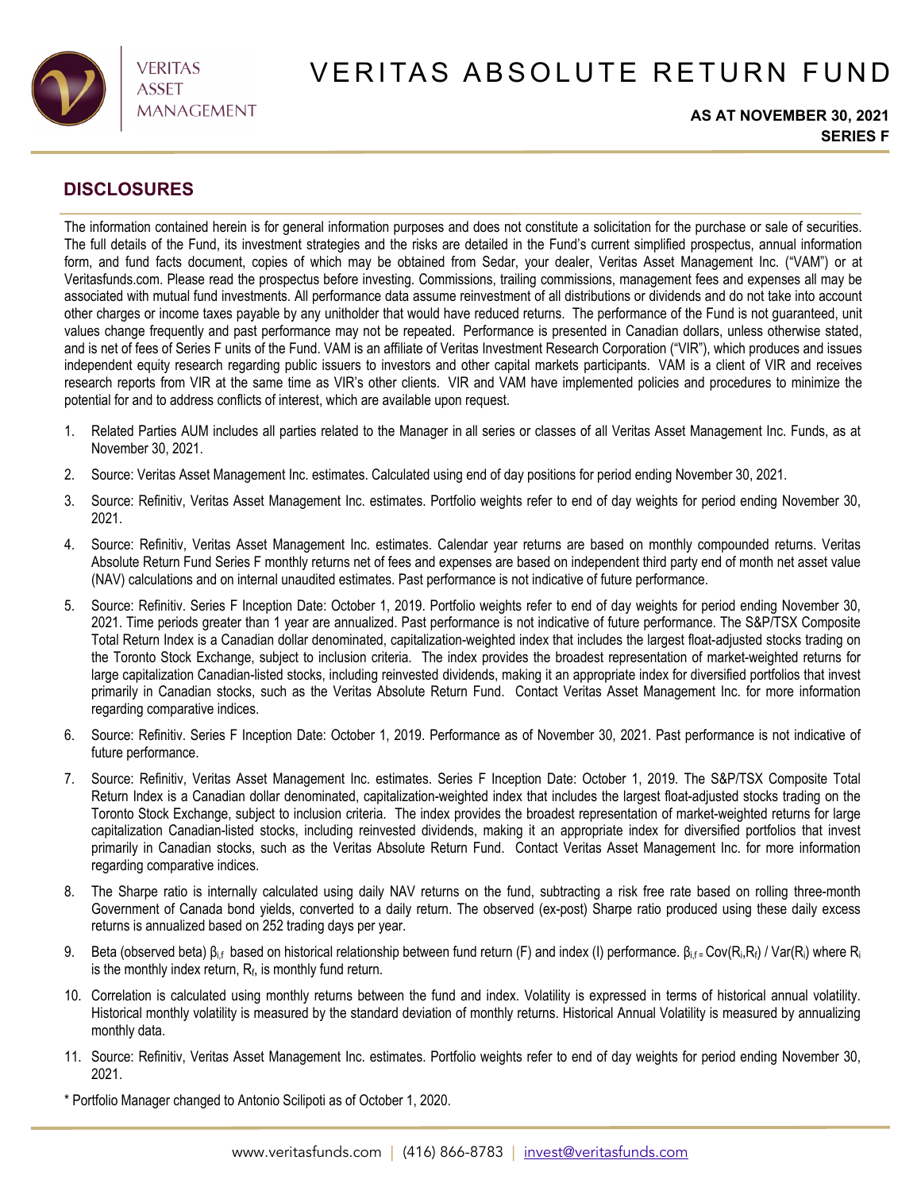# VERITAS ABSOLUTE RETURN FUND

**AS AT NOVEMBER 30, 2021**
**SERIES F**

## DISCLOSURES

The information contained herein is for general information purposes and does not constitute a solicitation for the purchase or sale of securities. The full details of the Fund, its investment strategies and the risks are detailed in the Fund's current simplified prospectus, annual information form, and fund facts document, copies of which may be obtained from Sedar, your dealer, Veritas Asset Management Inc. ("VAM") or at Veritasfunds.com. Please read the prospectus before investing. Commissions, trailing commissions, management fees and expenses all may be associated with mutual fund investments. All performance data assume reinvestment of all distributions or dividends and do not take into account other charges or income taxes payable by any unitholder that would have reduced returns. The performance of the Fund is not guaranteed, unit values change frequently and past performance may not be repeated. Performance is presented in Canadian dollars, unless otherwise stated, and is net of fees of Series F units of the Fund. VAM is an affiliate of Veritas Investment Research Corporation ("VIR"), which produces and issues independent equity research regarding public issuers to investors and other capital markets participants. VAM is a client of VIR and receives research reports from VIR at the same time as VIR's other clients. VIR and VAM have implemented policies and procedures to minimize the potential for and to address conflicts of interest, which are available upon request.

1. Related Parties AUM includes all parties related to the Manager in all series or classes of all Veritas Asset Management Inc. Funds, as at November 30, 2021.
2. Source: Veritas Asset Management Inc. estimates. Calculated using end of day positions for period ending November 30, 2021.
3. Source: Refinitiv, Veritas Asset Management Inc. estimates. Portfolio weights refer to end of day weights for period ending November 30, 2021.
4. Source: Refinitiv, Veritas Asset Management Inc. estimates. Calendar year returns are based on monthly compounded returns. Veritas Absolute Return Fund Series F monthly returns net of fees and expenses are based on independent third party end of month net asset value (NAV) calculations and on internal unaudited estimates. Past performance is not indicative of future performance.
5. Source: Refinitiv. Series F Inception Date: October 1, 2019. Portfolio weights refer to end of day weights for period ending November 30, 2021. Time periods greater than 1 year are annualized. Past performance is not indicative of future performance. The S&P/TSX Composite Total Return Index is a Canadian dollar denominated, capitalization-weighted index that includes the largest float-adjusted stocks trading on the Toronto Stock Exchange, subject to inclusion criteria. The index provides the broadest representation of market-weighted returns for large capitalization Canadian-listed stocks, including reinvested dividends, making it an appropriate index for diversified portfolios that invest primarily in Canadian stocks, such as the Veritas Absolute Return Fund. Contact Veritas Asset Management Inc. for more information regarding comparative indices.
6. Source: Refinitiv. Series F Inception Date: October 1, 2019. Performance as of November 30, 2021. Past performance is not indicative of future performance.
7. Source: Refinitiv, Veritas Asset Management Inc. estimates. Series F Inception Date: October 1, 2019. The S&P/TSX Composite Total Return Index is a Canadian dollar denominated, capitalization-weighted index that includes the largest float-adjusted stocks trading on the Toronto Stock Exchange, subject to inclusion criteria. The index provides the broadest representation of market-weighted returns for large capitalization Canadian-listed stocks, including reinvested dividends, making it an appropriate index for diversified portfolios that invest primarily in Canadian stocks, such as the Veritas Absolute Return Fund. Contact Veritas Asset Management Inc. for more information regarding comparative indices.
8. The Sharpe ratio is internally calculated using daily NAV returns on the fund, subtracting a risk free rate based on rolling three-month Government of Canada bond yields, converted to a daily return. The observed (ex-post) Sharpe ratio produced using these daily excess returns is annualized based on 252 trading days per year.
9. Beta (observed beta) $\beta_{i,f}$ based on historical relationship between fund return (F) and index (I) performance. $\beta_{i,f} = Cov(R_i, R_f) / Var(R_i)$ where $R_i$ is the monthly index return, $R_f$, is monthly fund return.
10. Correlation is calculated using monthly returns between the fund and index. Volatility is expressed in terms of historical annual volatility. Historical monthly volatility is measured by the standard deviation of monthly returns. Historical Annual Volatility is measured by annualizing monthly data.
11. Source: Refinitiv, Veritas Asset Management Inc. estimates. Portfolio weights refer to end of day weights for period ending November 30, 2021.

\* Portfolio Manager changed to Antonio Scilipoti as of October 1, 2020.

www.veritasfunds.com | (416) 866-8783 | invest@veritasfunds.com